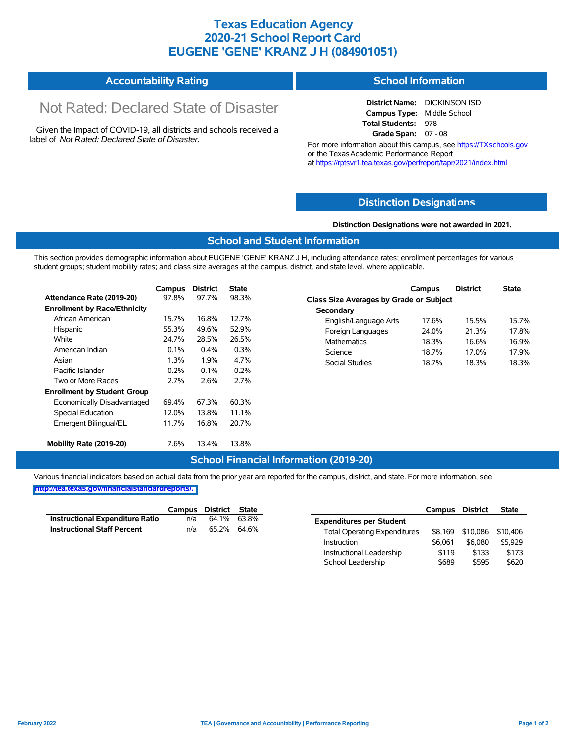# Texas Education Agency
# 2020-21 School Report Card
# EUGENE 'GENE' KRANZ J H (084901051)

## Accountability Rating

Not Rated: Declared State of Disaster

Given the Impact of COVID-19, all districts and schools received a label of *Not Rated: Declared State of Disaster*.

## School Information

**District Name:** DICKINSON ISD
**Campus Type:** Middle School
**Total Students:** 978
**Grade Span:** 07 - 08

For more information about this campus, see https://TXschools.gov or the Texas Academic Performance Report at https://rptsvr1.tea.texas.gov/perfreport/tapr/2021/index.html

## Distinction Designations

**Distinction Designations were not awarded in 2021.**

## School and Student Information

This section provides demographic information about EUGENE 'GENE' KRANZ J H, including attendance rates; enrollment percentages for various student groups; student mobility rates; and class size averages at the campus, district, and state level, where applicable.

| | Campus | District | State |
|---|---|---|---|
| **Attendance Rate (2019-20)** | 97.8% | 97.7% | 98.3% |
| **Enrollment by Race/Ethnicity** | | | |
| African American | 15.7% | 16.8% | 12.7% |
| Hispanic | 55.3% | 49.6% | 52.9% |
| White | 24.7% | 28.5% | 26.5% |
| American Indian | 0.1% | 0.4% | 0.3% |
| Asian | 1.3% | 1.9% | 4.7% |
| Pacific Islander | 0.2% | 0.1% | 0.2% |
| Two or More Races | 2.7% | 2.6% | 2.7% |
| **Enrollment by Student Group** | | | |
| Economically Disadvantaged | 69.4% | 67.3% | 60.3% |
| Special Education | 12.0% | 13.8% | 11.1% |
| Emergent Bilingual/EL | 11.7% | 16.8% | 20.7% |
| **Mobility Rate (2019-20)** | 7.6% | 13.4% | 13.8% |

| | Campus | District | State |
|---|---|---|---|
| **Class Size Averages by Grade or Subject** | | | |
| **Secondary** | | | |
| English/Language Arts | 17.6% | 15.5% | 15.7% |
| Foreign Languages | 24.0% | 21.3% | 17.8% |
| Mathematics | 18.3% | 16.6% | 16.9% |
| Science | 18.7% | 17.0% | 17.9% |
| Social Studies | 18.7% | 18.3% | 18.3% |

## School Financial Information (2019-20)

Various financial indicators based on actual data from the prior year are reported for the campus, district, and state. For more information, see http://tea.texas.gov/financialstandardreports/.

| | Campus | District | State |
|---|---|---|---|
| **Instructional Expenditure Ratio** | n/a | 64.1% | 63.8% |
| **Instructional Staff Percent** | n/a | 65.2% | 64.6% |

| | Campus | District | State |
|---|---|---|---|
| **Expenditures per Student** | | | |
| Total Operating Expenditures | $8,169 | $10,086 | $10,406 |
| Instruction | $6,061 | $6,080 | $5,929 |
| Instructional Leadership | $119 | $133 | $173 |
| School Leadership | $689 | $595 | $620 |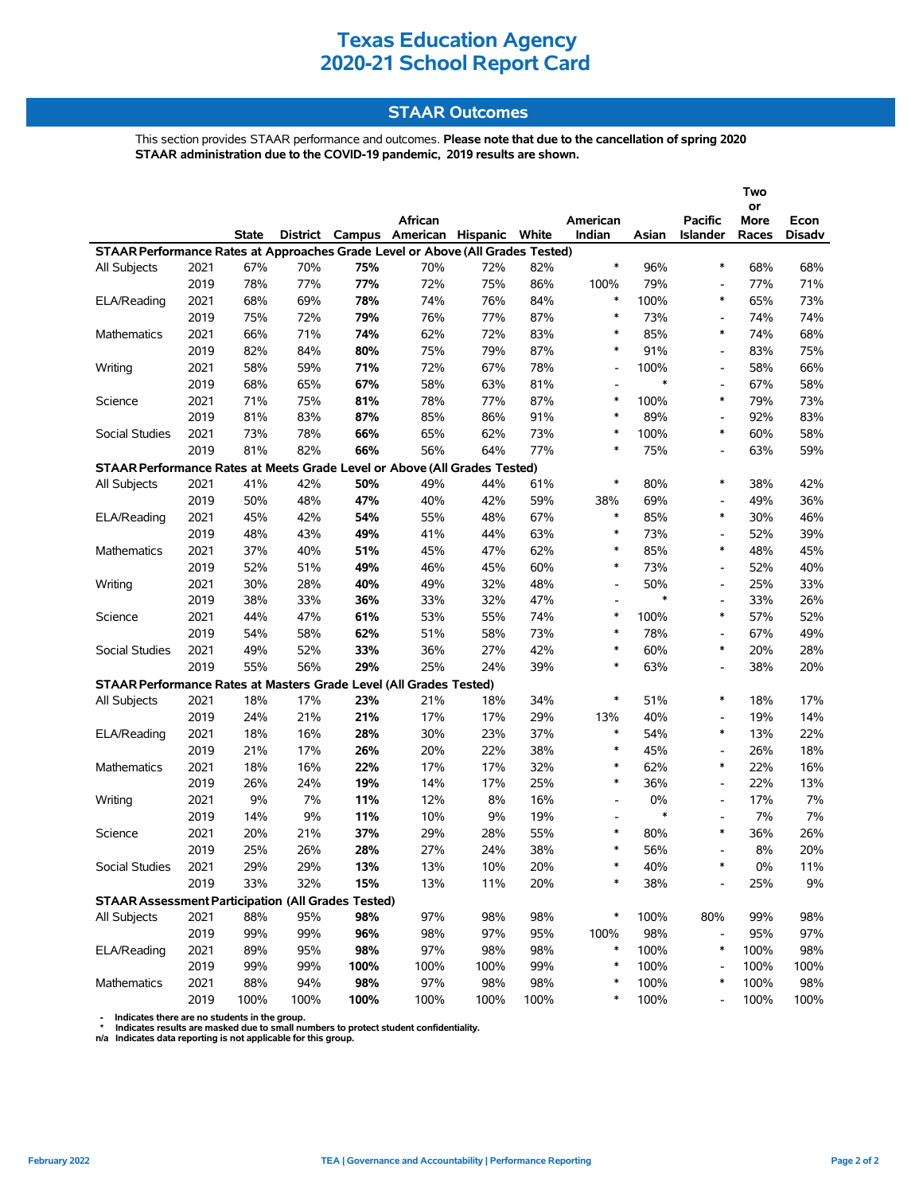# Texas Education Agency
# 2020-21 School Report Card

## STAAR Outcomes

This section provides STAAR performance and outcomes. **Please note that due to the cancellation of spring 2020 STAAR administration due to the COVID-19 pandemic, 2019 results are shown.**

| | | State | District | Campus | African American | Hispanic | White | American Indian | Asian | Pacific Islander | Two or More Races | Econ Disadv |
|---|---|---|---|---|---|---|---|---|---|---|---|---|
| **STAAR Performance Rates at Approaches Grade Level or Above (All Grades Tested)** | | | | | | | | | | | | |
| All Subjects | 2021 | 67% | 70% | **75%** | 70% | 72% | 82% | * | 96% | * | 68% | 68% |
| | 2019 | 78% | 77% | **77%** | 72% | 75% | 86% | 100% | 79% | - | 77% | 71% |
| ELA/Reading | 2021 | 68% | 69% | **78%** | 74% | 76% | 84% | * | 100% | * | 65% | 73% |
| | 2019 | 75% | 72% | **79%** | 76% | 77% | 87% | * | 73% | - | 74% | 74% |
| Mathematics | 2021 | 66% | 71% | **74%** | 62% | 72% | 83% | * | 85% | * | 74% | 68% |
| | 2019 | 82% | 84% | **80%** | 75% | 79% | 87% | * | 91% | - | 83% | 75% |
| Writing | 2021 | 58% | 59% | **71%** | 72% | 67% | 78% | - | 100% | - | 58% | 66% |
| | 2019 | 68% | 65% | **67%** | 58% | 63% | 81% | - | * | - | 67% | 58% |
| Science | 2021 | 71% | 75% | **81%** | 78% | 77% | 87% | * | 100% | * | 79% | 73% |
| | 2019 | 81% | 83% | **87%** | 85% | 86% | 91% | * | 89% | - | 92% | 83% |
| Social Studies | 2021 | 73% | 78% | **66%** | 65% | 62% | 73% | * | 100% | * | 60% | 58% |
| | 2019 | 81% | 82% | **66%** | 56% | 64% | 77% | * | 75% | - | 63% | 59% |
| **STAAR Performance Rates at Meets Grade Level or Above (All Grades Tested)** | | | | | | | | | | | | |
| All Subjects | 2021 | 41% | 42% | **50%** | 49% | 44% | 61% | * | 80% | * | 38% | 42% |
| | 2019 | 50% | 48% | **47%** | 40% | 42% | 59% | 38% | 69% | - | 49% | 36% |
| ELA/Reading | 2021 | 45% | 42% | **54%** | 55% | 48% | 67% | * | 85% | * | 30% | 46% |
| | 2019 | 48% | 43% | **49%** | 41% | 44% | 63% | * | 73% | - | 52% | 39% |
| Mathematics | 2021 | 37% | 40% | **51%** | 45% | 47% | 62% | * | 85% | * | 48% | 45% |
| | 2019 | 52% | 51% | **49%** | 46% | 45% | 60% | * | 73% | - | 52% | 40% |
| Writing | 2021 | 30% | 28% | **40%** | 49% | 32% | 48% | - | 50% | - | 25% | 33% |
| | 2019 | 38% | 33% | **36%** | 33% | 32% | 47% | - | * | - | 33% | 26% |
| Science | 2021 | 44% | 47% | **61%** | 53% | 55% | 74% | * | 100% | * | 57% | 52% |
| | 2019 | 54% | 58% | **62%** | 51% | 58% | 73% | * | 78% | - | 67% | 49% |
| Social Studies | 2021 | 49% | 52% | **33%** | 36% | 27% | 42% | * | 60% | * | 20% | 28% |
| | 2019 | 55% | 56% | **29%** | 25% | 24% | 39% | * | 63% | - | 38% | 20% |
| **STAAR Performance Rates at Masters Grade Level (All Grades Tested)** | | | | | | | | | | | | |
| All Subjects | 2021 | 18% | 17% | **23%** | 21% | 18% | 34% | * | 51% | * | 18% | 17% |
| | 2019 | 24% | 21% | **21%** | 17% | 17% | 29% | 13% | 40% | - | 19% | 14% |
| ELA/Reading | 2021 | 18% | 16% | **28%** | 30% | 23% | 37% | * | 54% | * | 13% | 22% |
| | 2019 | 21% | 17% | **26%** | 20% | 22% | 38% | * | 45% | - | 26% | 18% |
| Mathematics | 2021 | 18% | 16% | **22%** | 17% | 17% | 32% | * | 62% | * | 22% | 16% |
| | 2019 | 26% | 24% | **19%** | 14% | 17% | 25% | * | 36% | - | 22% | 13% |
| Writing | 2021 | 9% | 7% | **11%** | 12% | 8% | 16% | - | 0% | - | 17% | 7% |
| | 2019 | 14% | 9% | **11%** | 10% | 9% | 19% | - | * | - | 7% | 7% |
| Science | 2021 | 20% | 21% | **37%** | 29% | 28% | 55% | * | 80% | * | 36% | 26% |
| | 2019 | 25% | 26% | **28%** | 27% | 24% | 38% | * | 56% | - | 8% | 20% |
| Social Studies | 2021 | 29% | 29% | **13%** | 13% | 10% | 20% | * | 40% | * | 0% | 11% |
| | 2019 | 33% | 32% | **15%** | 13% | 11% | 20% | * | 38% | - | 25% | 9% |
| **STAAR Assessment Participation (All Grades Tested)** | | | | | | | | | | | | |
| All Subjects | 2021 | 88% | 95% | **98%** | 97% | 98% | 98% | * | 100% | 80% | 99% | 98% |
| | 2019 | 99% | 99% | **96%** | 98% | 97% | 95% | 100% | 98% | - | 95% | 97% |
| ELA/Reading | 2021 | 89% | 95% | **98%** | 97% | 98% | 98% | * | 100% | * | 100% | 98% |
| | 2019 | 99% | 99% | **100%** | 100% | 100% | 99% | * | 100% | - | 100% | 100% |
| Mathematics | 2021 | 88% | 94% | **98%** | 97% | 98% | 98% | * | 100% | * | 100% | 98% |
| | 2019 | 100% | 100% | **100%** | 100% | 100% | 100% | * | 100% | - | 100% | 100% |

**-** Indicates there are no students in the group.
**\*** Indicates results are masked due to small numbers to protect student confidentiality.
**n/a** Indicates data reporting is not applicable for this group.